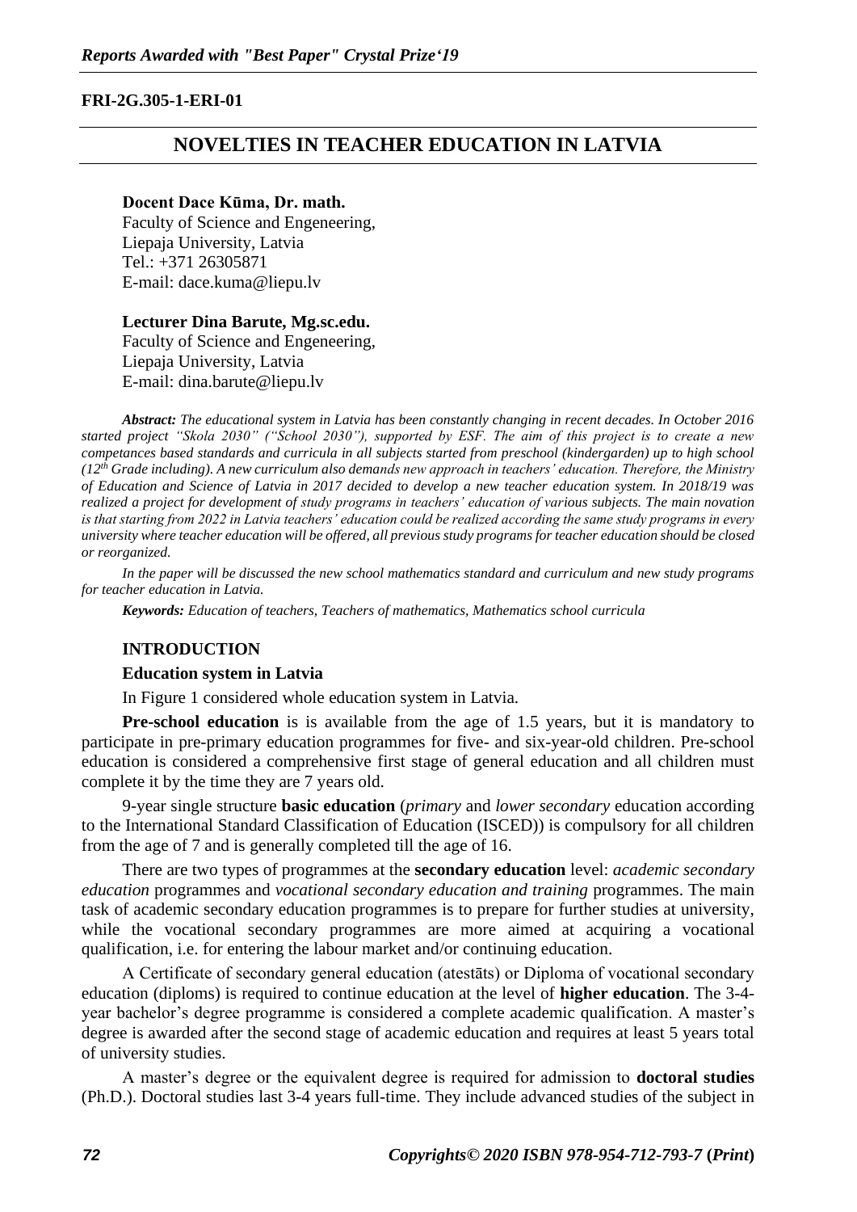FRI-2G.305-1-ERI-01

# NOVELTIES IN TEACHER EDUCATION IN LATVIA

**Docent Dace Kūma, Dr. math.**
Faculty of Science and Engeneering,
Liepaja University, Latvia
Tel.: +371 26305871
E-mail: dace.kuma@liepu.lv

**Lecturer Dina Barute, Mg.sc.edu.**
Faculty of Science and Engeneering,
Liepaja University, Latvia
E-mail: dina.barute@liepu.lv

***Abstract:*** *The educational system in Latvia has been constantly changing in recent decades. In October 2016 started project "Skola 2030" ("School 2030"), supported by ESF. The aim of this project is to create a new competances based standards and curricula in all subjects started from preschool (kindergarden) up to high school (12th Grade including). A new curriculum also demands new approach in teachers' education. Therefore, the Ministry of Education and Science of Latvia in 2017 decided to develop a new teacher education system. In 2018/19 was realized a project for development of study programs in teachers' education of various subjects. The main novation is that starting from 2022 in Latvia teachers' education could be realized according the same study programs in every university where teacher education will be offered, all previous study programs for teacher education should be closed or reorganized.*

*In the paper will be discussed the new school mathematics standard and curriculum and new study programs for teacher education in Latvia.*

***Keywords:*** *Education of teachers, Teachers of mathematics, Mathematics school curricula*

## INTRODUCTION

### Education system in Latvia

In Figure 1 considered whole education system in Latvia.

**Pre-school education** is is available from the age of 1.5 years, but it is mandatory to participate in pre-primary education programmes for five- and six-year-old children. Pre-school education is considered a comprehensive first stage of general education and all children must complete it by the time they are 7 years old.

9-year single structure **basic education** (*primary* and *lower secondary* education according to the International Standard Classification of Education (ISCED)) is compulsory for all children from the age of 7 and is generally completed till the age of 16.

There are two types of programmes at the **secondary education** level: *academic secondary education* programmes and *vocational secondary education and training* programmes. The main task of academic secondary education programmes is to prepare for further studies at university, while the vocational secondary programmes are more aimed at acquiring a vocational qualification, i.e. for entering the labour market and/or continuing education.

A Certificate of secondary general education (atestāts) or Diploma of vocational secondary education (diploms) is required to continue education at the level of **higher education**. The 3-4-year bachelor's degree programme is considered a complete academic qualification. A master's degree is awarded after the second stage of academic education and requires at least 5 years total of university studies.

A master's degree or the equivalent degree is required for admission to **doctoral studies** (Ph.D.). Doctoral studies last 3-4 years full-time. They include advanced studies of the subject in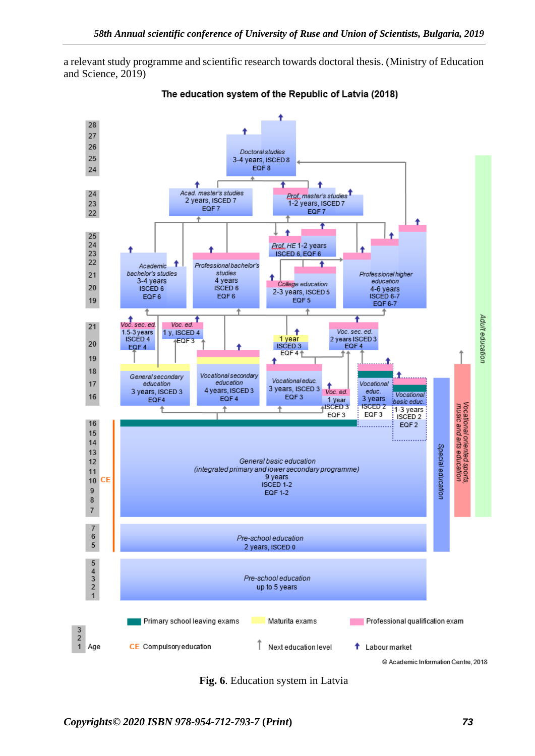a relevant study programme and scientific research towards doctoral thesis. (Ministry of Education and Science, 2019)

**The education system of the Republic of Latvia (2018)**

**Fig. 6**. Education system in Latvia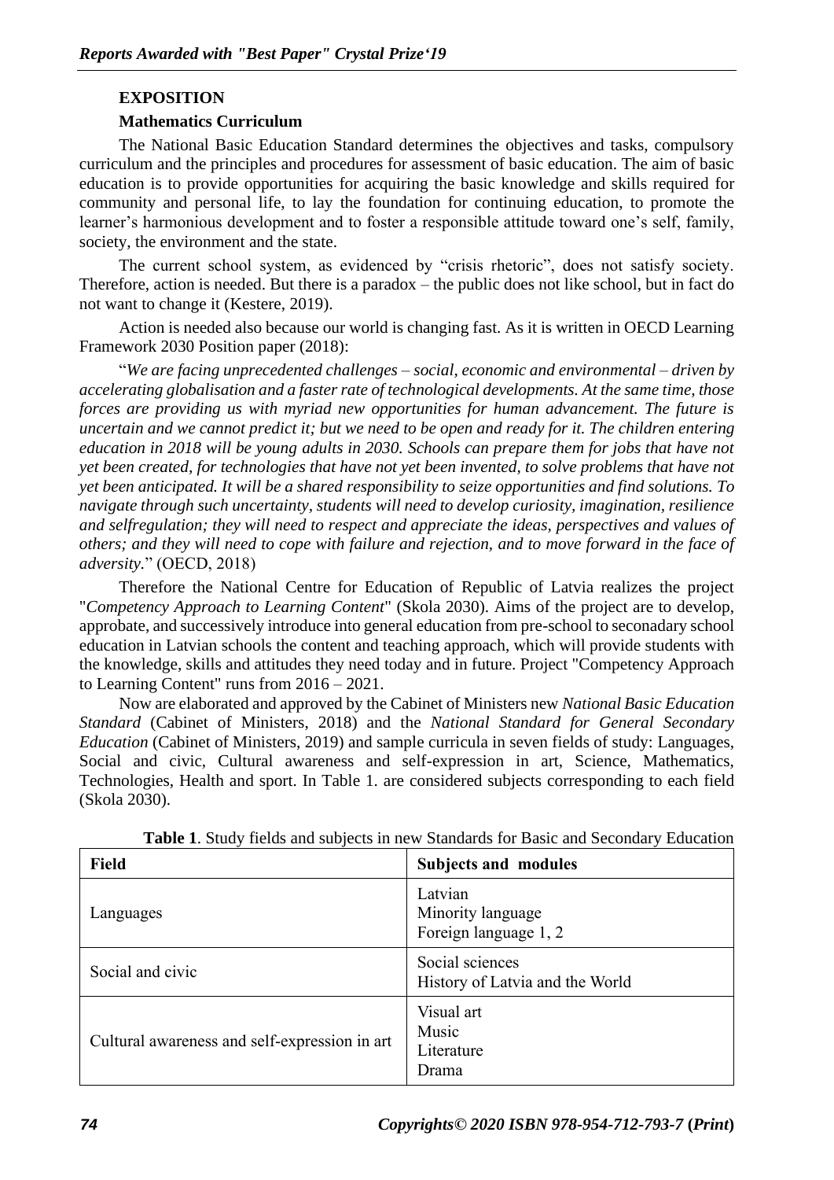## EXPOSITION

### Mathematics Curriculum

The National Basic Education Standard determines the objectives and tasks, compulsory curriculum and the principles and procedures for assessment of basic education. The aim of basic education is to provide opportunities for acquiring the basic knowledge and skills required for community and personal life, to lay the foundation for continuing education, to promote the learner's harmonious development and to foster a responsible attitude toward one's self, family, society, the environment and the state.

The current school system, as evidenced by "crisis rhetoric", does not satisfy society. Therefore, action is needed. But there is a paradox – the public does not like school, but in fact do not want to change it (Kestere, 2019).

Action is needed also because our world is changing fast. As it is written in OECD Learning Framework 2030 Position paper (2018):

"*We are facing unprecedented challenges – social, economic and environmental – driven by accelerating globalisation and a faster rate of technological developments. At the same time, those forces are providing us with myriad new opportunities for human advancement. The future is uncertain and we cannot predict it; but we need to be open and ready for it. The children entering education in 2018 will be young adults in 2030. Schools can prepare them for jobs that have not yet been created, for technologies that have not yet been invented, to solve problems that have not yet been anticipated. It will be a shared responsibility to seize opportunities and find solutions. To navigate through such uncertainty, students will need to develop curiosity, imagination, resilience and selfregulation; they will need to respect and appreciate the ideas, perspectives and values of others; and they will need to cope with failure and rejection, and to move forward in the face of adversity.*" (OECD, 2018)

Therefore the National Centre for Education of Republic of Latvia realizes the project "*Competency Approach to Learning Content*" (Skola 2030). Aims of the project are to develop, approbate, and successively introduce into general education from pre-school to seconadary school education in Latvian schools the content and teaching approach, which will provide students with the knowledge, skills and attitudes they need today and in future. Project "Competency Approach to Learning Content" runs from 2016 – 2021.

Now are elaborated and approved by the Cabinet of Ministers new *National Basic Education Standard* (Cabinet of Ministers, 2018) and the *National Standard for General Secondary Education* (Cabinet of Ministers, 2019) and sample curricula in seven fields of study: Languages, Social and civic, Cultural awareness and self-expression in art, Science, Mathematics, Technologies, Health and sport. In Table 1. are considered subjects corresponding to each field (Skola 2030).

**Table 1**. Study fields and subjects in new Standards for Basic and Secondary Education

| Field | Subjects and modules |
|---|---|
| Languages | Latvian<br>Minority language<br>Foreign language 1, 2 |
| Social and civic | Social sciences<br>History of Latvia and the World |
| Cultural awareness and self-expression in art | Visual art<br>Music<br>Literature<br>Drama |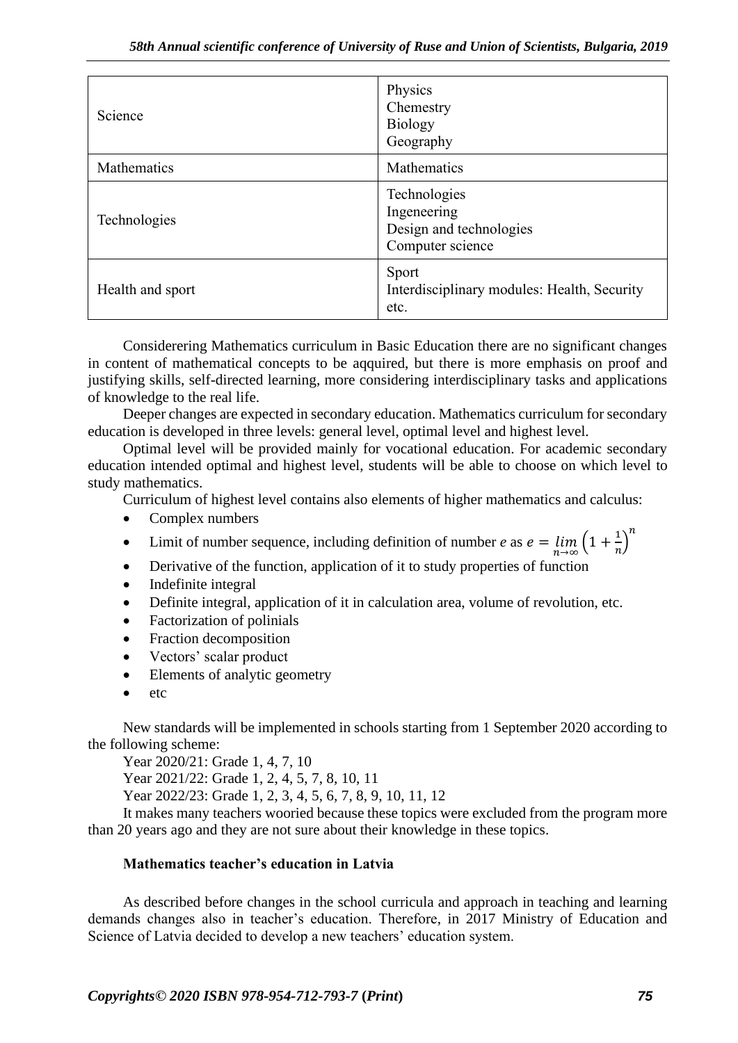| Science | Physics<br>Chemestry<br>Biology<br>Geography |
|---|---|
| Mathematics | Mathematics |
| Technologies | Technologies<br>Ingeneering<br>Design and technologies<br>Computer science |
| Health and sport | Sport<br>Interdisciplinary modules: Health, Security etc. |

Considerering Mathematics curriculum in Basic Education there are no significant changes in content of mathematical concepts to be aqquired, but there is more emphasis on proof and justifying skills, self-directed learning, more considering interdisciplinary tasks and applications of knowledge to the real life.

Deeper changes are expected in secondary education. Mathematics curriculum for secondary education is developed in three levels: general level, optimal level and highest level.

Optimal level will be provided mainly for vocational education. For academic secondary education intended optimal and highest level, students will be able to choose on which level to study mathematics.

Curriculum of highest level contains also elements of higher mathematics and calculus:

- Complex numbers
- Limit of number sequence, including definition of number $e$ as $e = \lim_{n \to \infty} \left(1 + \frac{1}{n}\right)^n$
- Derivative of the function, application of it to study properties of function
- Indefinite integral
- Definite integral, application of it in calculation area, volume of revolution, etc.
- Factorization of polinials
- Fraction decomposition
- Vectors' scalar product
- Elements of analytic geometry
- etc

New standards will be implemented in schools starting from 1 September 2020 according to the following scheme:

Year 2020/21: Grade 1, 4, 7, 10

Year 2021/22: Grade 1, 2, 4, 5, 7, 8, 10, 11

Year 2022/23: Grade 1, 2, 3, 4, 5, 6, 7, 8, 9, 10, 11, 12

It makes many teachers wooried because these topics were excluded from the program more than 20 years ago and they are not sure about their knowledge in these topics.

**Mathematics teacher's education in Latvia**

As described before changes in the school curricula and approach in teaching and learning demands changes also in teacher's education. Therefore, in 2017 Ministry of Education and Science of Latvia decided to develop a new teachers' education system.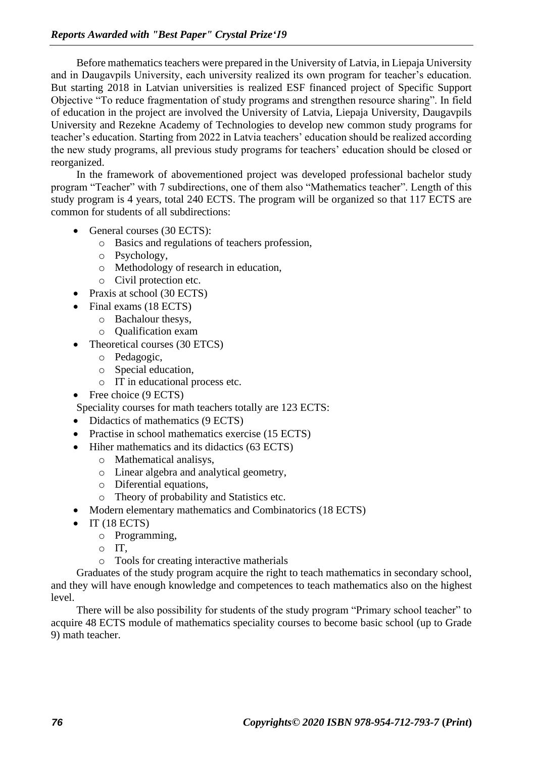Before mathematics teachers were prepared in the University of Latvia, in Liepaja University and in Daugavpils University, each university realized its own program for teacher's education. But starting 2018 in Latvian universities is realized ESF financed project of Specific Support Objective "To reduce fragmentation of study programs and strengthen resource sharing". In field of education in the project are involved the University of Latvia, Liepaja University, Daugavpils University and Rezekne Academy of Technologies to develop new common study programs for teacher's education. Starting from 2022 in Latvia teachers' education should be realized according the new study programs, all previous study programs for teachers' education should be closed or reorganized.

In the framework of abovementioned project was developed professional bachelor study program "Teacher" with 7 subdirections, one of them also "Mathematics teacher". Length of this study program is 4 years, total 240 ECTS. The program will be organized so that 117 ECTS are common for students of all subdirections:

- General courses (30 ECTS):
  - Basics and regulations of teachers profession,
  - Psychology,
  - Methodology of research in education,
  - Civil protection etc.
- Praxis at school (30 ECTS)
- Final exams (18 ECTS)
  - Bachalour thesys,
  - Qualification exam
- Theoretical courses (30 ETCS)
  - Pedagogic,
  - Special education,
  - IT in educational process etc.
- Free choice (9 ECTS)

Speciality courses for math teachers totally are 123 ECTS:

- Didactics of mathematics (9 ECTS)
- Practise in school mathematics exercise (15 ECTS)
- Hiher mathematics and its didactics (63 ECTS)
  - Mathematical analisys,
  - Linear algebra and analytical geometry,
  - Diferential equations,
  - Theory of probability and Statistics etc.
- Modern elementary mathematics and Combinatorics (18 ECTS)
- IT (18 ECTS)
  - Programming,
  - IT,
  - Tools for creating interactive matherials

Graduates of the study program acquire the right to teach mathematics in secondary school, and they will have enough knowledge and competences to teach mathematics also on the highest level.

There will be also possibility for students of the study program "Primary school teacher" to acquire 48 ECTS module of mathematics speciality courses to become basic school (up to Grade 9) math teacher.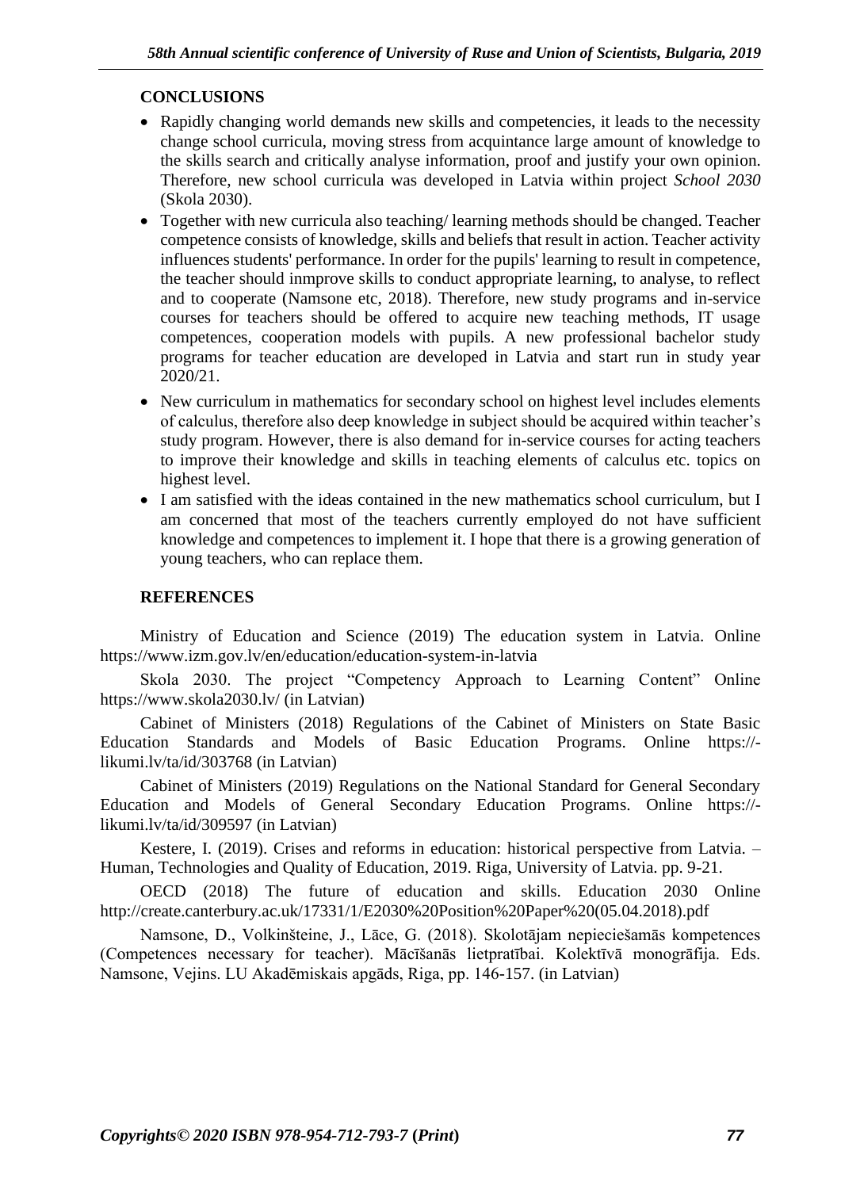## CONCLUSIONS

- Rapidly changing world demands new skills and competencies, it leads to the necessity change school curricula, moving stress from acquintance large amount of knowledge to the skills search and critically analyse information, proof and justify your own opinion. Therefore, new school curricula was developed in Latvia within project *School 2030* (Skola 2030).
- Together with new curricula also teaching/ learning methods should be changed. Teacher competence consists of knowledge, skills and beliefs that result in action. Teacher activity influences students' performance. In order for the pupils' learning to result in competence, the teacher should inmprove skills to conduct appropriate learning, to analyse, to reflect and to cooperate (Namsone etc, 2018). Therefore, new study programs and in-service courses for teachers should be offered to acquire new teaching methods, IT usage competences, cooperation models with pupils. A new professional bachelor study programs for teacher education are developed in Latvia and start run in study year 2020/21.
- New curriculum in mathematics for secondary school on highest level includes elements of calculus, therefore also deep knowledge in subject should be acquired within teacher's study program. However, there is also demand for in-service courses for acting teachers to improve their knowledge and skills in teaching elements of calculus etc. topics on highest level.
- I am satisfied with the ideas contained in the new mathematics school curriculum, but I am concerned that most of the teachers currently employed do not have sufficient knowledge and competences to implement it. I hope that there is a growing generation of young teachers, who can replace them.

## REFERENCES

Ministry of Education and Science (2019) The education system in Latvia. Online https://www.izm.gov.lv/en/education/education-system-in-latvia

Skola 2030. The project "Competency Approach to Learning Content" Online https://www.skola2030.lv/ (in Latvian)

Cabinet of Ministers (2018) Regulations of the Cabinet of Ministers on State Basic Education Standards and Models of Basic Education Programs. Online https://-likumi.lv/ta/id/303768 (in Latvian)

Cabinet of Ministers (2019) Regulations on the National Standard for General Secondary Education and Models of General Secondary Education Programs. Online https://-likumi.lv/ta/id/309597 (in Latvian)

Kestere, I. (2019). Crises and reforms in education: historical perspective from Latvia. – Human, Technologies and Quality of Education, 2019. Riga, University of Latvia. pp. 9-21.

OECD (2018) The future of education and skills. Education 2030 Online http://create.canterbury.ac.uk/17331/1/E2030%20Position%20Paper%20(05.04.2018).pdf

Namsone, D., Volkinšteine, J., Lāce, G. (2018). Skolotājam nepieciešamās kompetences (Competences necessary for teacher). Mācīšanās lietpratībai. Kolektīvā monogrāfija. Eds. Namsone, Vejins. LU Akadēmiskais apgāds, Riga, pp. 146-157. (in Latvian)